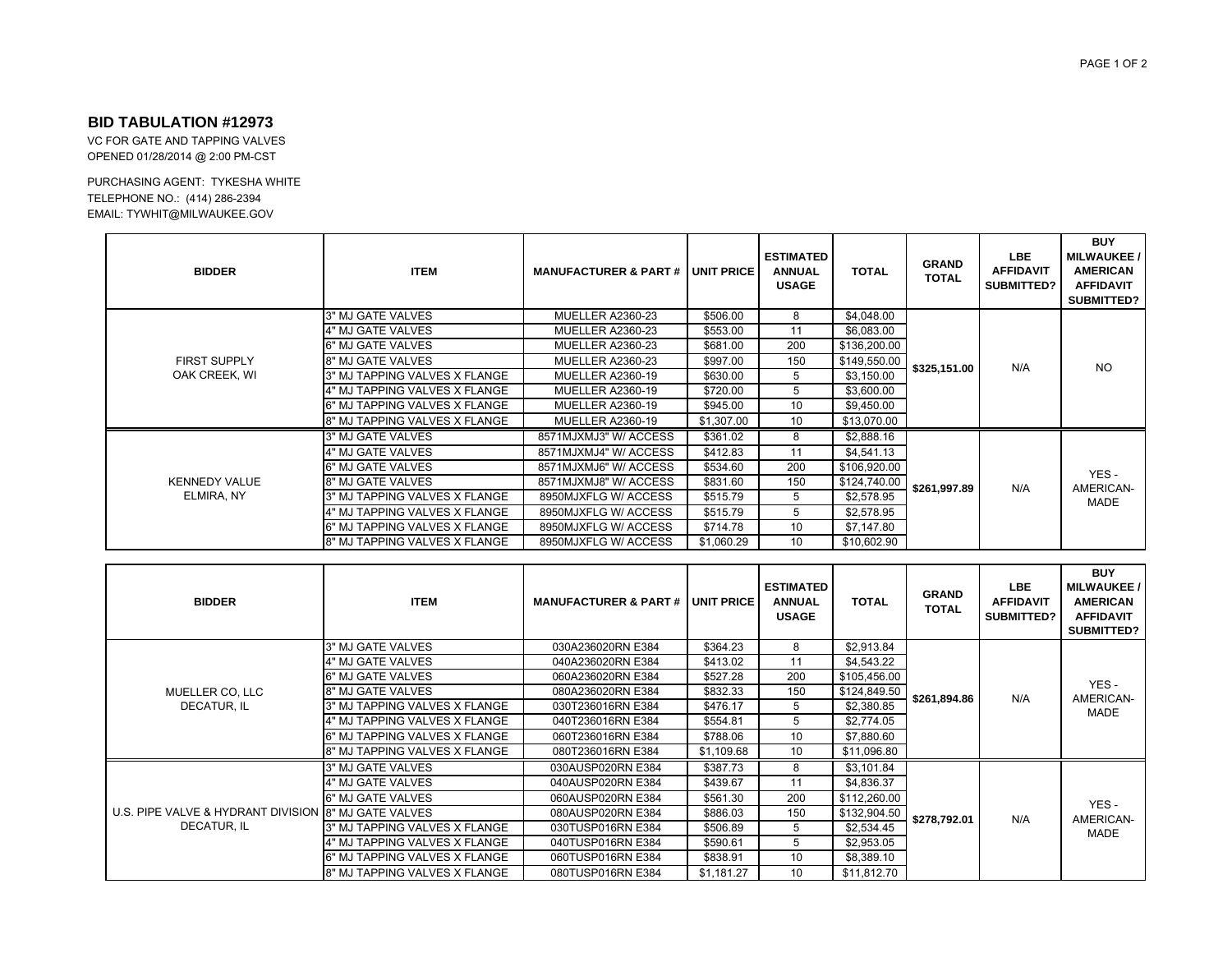## BID TABULATION #12973

VC FOR GATE AND TAPPING VALVES
OPENED 01/28/2014 @ 2:00 PM-CST

PURCHASING AGENT: TYKESHA WHITE
TELEPHONE NO.: (414) 286-2394
EMAIL: TYWHIT@MILWAUKEE.GOV

| BIDDER | ITEM | MANUFACTURER & PART # | UNIT PRICE | ESTIMATED ANNUAL USAGE | TOTAL | GRAND TOTAL | LBE AFFIDAVIT SUBMITTED? | BUY MILWAUKEE / AMERICAN AFFIDAVIT SUBMITTED? |
|---|---|---|---|---|---|---|---|---|
| FIRST SUPPLY OAK CREEK, WI | 3" MJ GATE VALVES | MUELLER A2360-23 | $506.00 | 8 | $4,048.00 | $325,151.00 | N/A | NO |
| | 4" MJ GATE VALVES | MUELLER A2360-23 | $553.00 | 11 | $6,083.00 | | | |
| | 6" MJ GATE VALVES | MUELLER A2360-23 | $681.00 | 200 | $136,200.00 | | | |
| | 8" MJ GATE VALVES | MUELLER A2360-23 | $997.00 | 150 | $149,550.00 | | | |
| | 3" MJ TAPPING VALVES X FLANGE | MUELLER A2360-19 | $630.00 | 5 | $3,150.00 | | | |
| | 4" MJ TAPPING VALVES X FLANGE | MUELLER A2360-19 | $720.00 | 5 | $3,600.00 | | | |
| | 6" MJ TAPPING VALVES X FLANGE | MUELLER A2360-19 | $945.00 | 10 | $9,450.00 | | | |
| | 8" MJ TAPPING VALVES X FLANGE | MUELLER A2360-19 | $1,307.00 | 10 | $13,070.00 | | | |
| KENNEDY VALUE ELMIRA, NY | 3" MJ GATE VALVES | 8571MJXMJ3" W/ ACCESS | $361.02 | 8 | $2,888.16 | $261,997.89 | N/A | YES - AMERICAN-MADE |
| | 4" MJ GATE VALVES | 8571MJXMJ4" W/ ACCESS | $412.83 | 11 | $4,541.13 | | | |
| | 6" MJ GATE VALVES | 8571MJXMJ6" W/ ACCESS | $534.60 | 200 | $106,920.00 | | | |
| | 8" MJ GATE VALVES | 8571MJXMJ8" W/ ACCESS | $831.60 | 150 | $124,740.00 | | | |
| | 3" MJ TAPPING VALVES X FLANGE | 8950MJXFLG W/ ACCESS | $515.79 | 5 | $2,578.95 | | | |
| | 4" MJ TAPPING VALVES X FLANGE | 8950MJXFLG W/ ACCESS | $515.79 | 5 | $2,578.95 | | | |
| | 6" MJ TAPPING VALVES X FLANGE | 8950MJXFLG W/ ACCESS | $714.78 | 10 | $7,147.80 | | | |
| | 8" MJ TAPPING VALVES X FLANGE | 8950MJXFLG W/ ACCESS | $1,060.29 | 10 | $10,602.90 | | | |

| BIDDER | ITEM | MANUFACTURER & PART # | UNIT PRICE | ESTIMATED ANNUAL USAGE | TOTAL | GRAND TOTAL | LBE AFFIDAVIT SUBMITTED? | BUY MILWAUKEE / AMERICAN AFFIDAVIT SUBMITTED? |
|---|---|---|---|---|---|---|---|---|
| MUELLER CO, LLC DECATUR, IL | 3" MJ GATE VALVES | 030A236020RN E384 | $364.23 | 8 | $2,913.84 | $261,894.86 | N/A | YES - AMERICAN-MADE |
| | 4" MJ GATE VALVES | 040A236020RN E384 | $413.02 | 11 | $4,543.22 | | | |
| | 6" MJ GATE VALVES | 060A236020RN E384 | $527.28 | 200 | $105,456.00 | | | |
| | 8" MJ GATE VALVES | 080A236020RN E384 | $832.33 | 150 | $124,849.50 | | | |
| | 3" MJ TAPPING VALVES X FLANGE | 030T236016RN E384 | $476.17 | 5 | $2,380.85 | | | |
| | 4" MJ TAPPING VALVES X FLANGE | 040T236016RN E384 | $554.81 | 5 | $2,774.05 | | | |
| | 6" MJ TAPPING VALVES X FLANGE | 060T236016RN E384 | $788.06 | 10 | $7,880.60 | | | |
| | 8" MJ TAPPING VALVES X FLANGE | 080T236016RN E384 | $1,109.68 | 10 | $11,096.80 | | | |
| U.S. PIPE VALVE & HYDRANT DIVISION DECATUR, IL | 3" MJ GATE VALVES | 030AUSP020RN E384 | $387.73 | 8 | $3,101.84 | $278,792.01 | N/A | YES - AMERICAN-MADE |
| | 4" MJ GATE VALVES | 040AUSP020RN E384 | $439.67 | 11 | $4,836.37 | | | |
| | 6" MJ GATE VALVES | 060AUSP020RN E384 | $561.30 | 200 | $112,260.00 | | | |
| | 8" MJ GATE VALVES | 080AUSP020RN E384 | $886.03 | 150 | $132,904.50 | | | |
| | 3" MJ TAPPING VALVES X FLANGE | 030TUSP016RN E384 | $506.89 | 5 | $2,534.45 | | | |
| | 4" MJ TAPPING VALVES X FLANGE | 040TUSP016RN E384 | $590.61 | 5 | $2,953.05 | | | |
| | 6" MJ TAPPING VALVES X FLANGE | 060TUSP016RN E384 | $838.91 | 10 | $8,389.10 | | | |
| | 8" MJ TAPPING VALVES X FLANGE | 080TUSP016RN E384 | $1,181.27 | 10 | $11,812.70 | | | |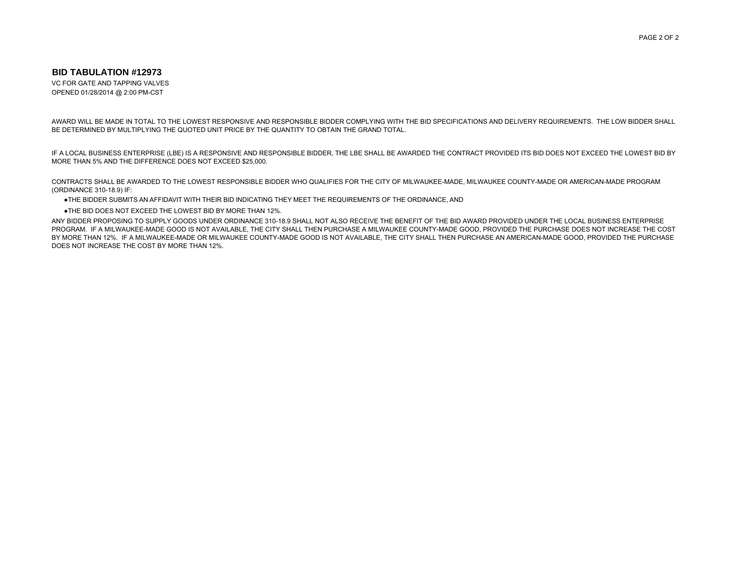## BID TABULATION #12973

VC FOR GATE AND TAPPING VALVES
OPENED 01/28/2014 @ 2:00 PM-CST

AWARD WILL BE MADE IN TOTAL TO THE LOWEST RESPONSIVE AND RESPONSIBLE BIDDER COMPLYING WITH THE BID SPECIFICATIONS AND DELIVERY REQUIREMENTS. THE LOW BIDDER SHALL BE DETERMINED BY MULTIPLYING THE QUOTED UNIT PRICE BY THE QUANTITY TO OBTAIN THE GRAND TOTAL.

IF A LOCAL BUSINESS ENTERPRISE (LBE) IS A RESPONSIVE AND RESPONSIBLE BIDDER, THE LBE SHALL BE AWARDED THE CONTRACT PROVIDED ITS BID DOES NOT EXCEED THE LOWEST BID BY MORE THAN 5% AND THE DIFFERENCE DOES NOT EXCEED $25,000.

CONTRACTS SHALL BE AWARDED TO THE LOWEST RESPONSIBLE BIDDER WHO QUALIFIES FOR THE CITY OF MILWAUKEE-MADE, MILWAUKEE COUNTY-MADE OR AMERICAN-MADE PROGRAM (ORDINANCE 310-18.9) IF:

- THE BIDDER SUBMITS AN AFFIDAVIT WITH THEIR BID INDICATING THEY MEET THE REQUIREMENTS OF THE ORDINANCE, AND
- THE BID DOES NOT EXCEED THE LOWEST BID BY MORE THAN 12%.

ANY BIDDER PROPOSING TO SUPPLY GOODS UNDER ORDINANCE 310-18.9 SHALL NOT ALSO RECEIVE THE BENEFIT OF THE BID AWARD PROVIDED UNDER THE LOCAL BUSINESS ENTERPRISE PROGRAM. IF A MILWAUKEE-MADE GOOD IS NOT AVAILABLE, THE CITY SHALL THEN PURCHASE A MILWAUKEE COUNTY-MADE GOOD, PROVIDED THE PURCHASE DOES NOT INCREASE THE COST BY MORE THAN 12%. IF A MILWAUKEE-MADE OR MILWAUKEE COUNTY-MADE GOOD IS NOT AVAILABLE, THE CITY SHALL THEN PURCHASE AN AMERICAN-MADE GOOD, PROVIDED THE PURCHASE DOES NOT INCREASE THE COST BY MORE THAN 12%.